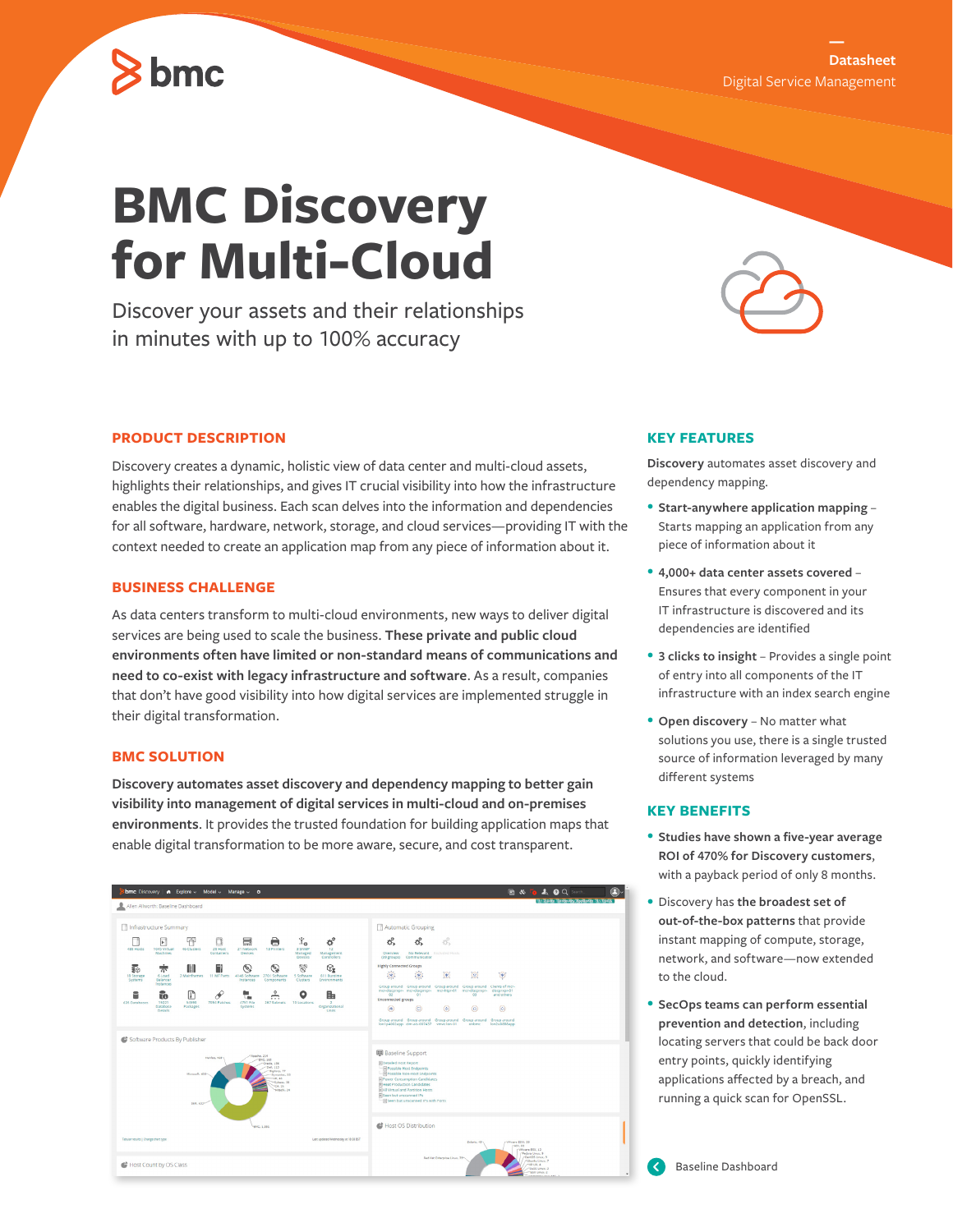Datasheet

Digital Service Management

# BMC Discovery for Multi-Cloud

Discover your assets and their relationships in minutes with up to 100% accuracy

## PRODUCT DESCRIPTION

Discovery creates a dynamic, holistic view of data center and multi-cloud assets, highlights their relationships, and gives IT crucial visibility into how the infrastructure enables the digital business. Each scan delves into the information and dependencies for all software, hardware, network, storage, and cloud services—providing IT with the context needed to create an application map from any piece of information about it.

## BUSINESS CHALLENGE

As data centers transform to multi-cloud environments, new ways to deliver digital services are being used to scale the business. **These private and public cloud environments often have limited or non-standard means of communications and need to co-exist with legacy infrastructure and software**. As a result, companies that don't have good visibility into how digital services are implemented struggle in their digital transformation.

## BMC SOLUTION

**Discovery automates asset discovery and dependency mapping to better gain visibility into management of digital services in multi-cloud and on-premises environments**. It provides the trusted foundation for building application maps that enable digital transformation to be more aware, secure, and cost transparent.

## KEY FEATURES

**Discovery** automates asset discovery and dependency mapping.

- **Start-anywhere application mapping** – Starts mapping an application from any piece of information about it
- **4,000+ data center assets covered** – Ensures that every component in your IT infrastructure is discovered and its dependencies are identified
- **3 clicks to insight** – Provides a single point of entry into all components of the IT infrastructure with an index search engine
- **Open discovery** – No matter what solutions you use, there is a single trusted source of information leveraged by many different systems

## KEY BENEFITS

- **Studies have shown a five-year average ROI of 470% for Discovery customers**, with a payback period of only 8 months.
- Discovery has **the broadest set of out-of-the-box patterns** that provide instant mapping of compute, storage, network, and software—now extended to the cloud.
- **SecOps teams can perform essential prevention and detection**, including locating servers that could be back door entry points, quickly identifying applications affected by a breach, and running a quick scan for OpenSSL.

Baseline Dashboard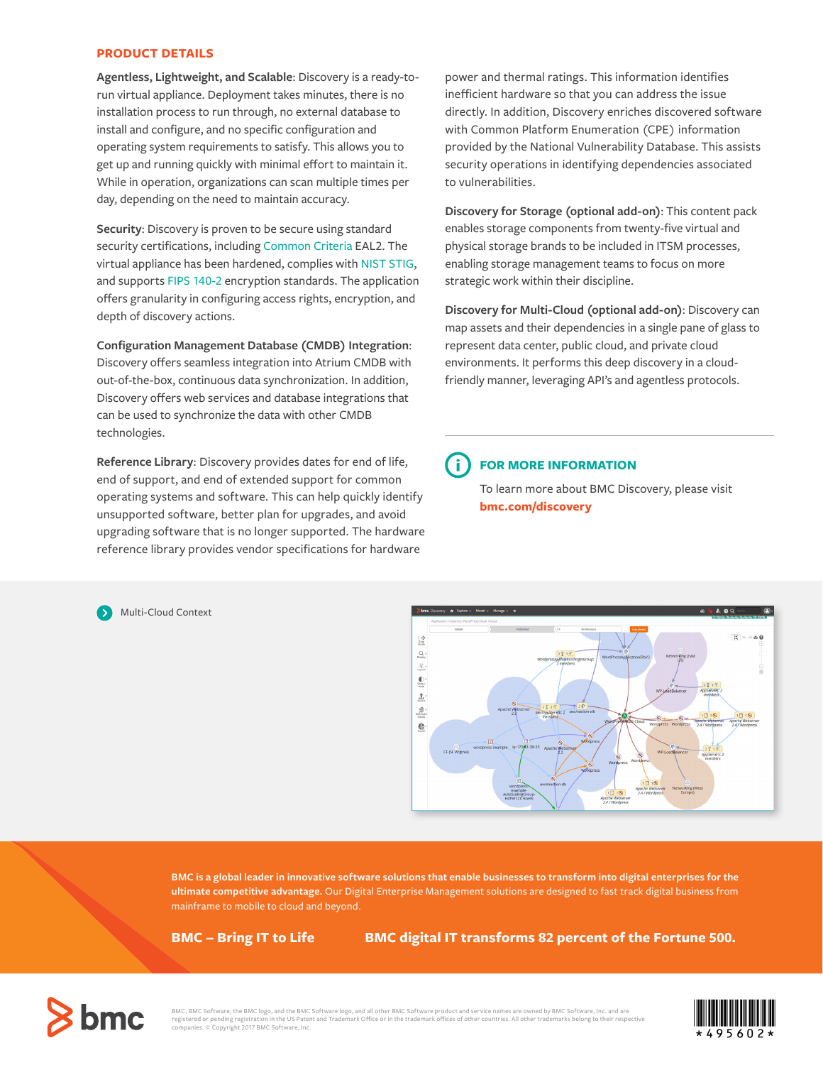## PRODUCT DETAILS

**Agentless, Lightweight, and Scalable**: Discovery is a ready-to-run virtual appliance. Deployment takes minutes, there is no installation process to run through, no external database to install and configure, and no specific configuration and operating system requirements to satisfy. This allows you to get up and running quickly with minimal effort to maintain it. While in operation, organizations can scan multiple times per day, depending on the need to maintain accuracy.

**Security**: Discovery is proven to be secure using standard security certifications, including Common Criteria EAL2. The virtual appliance has been hardened, complies with NIST STIG, and supports FIPS 140-2 encryption standards. The application offers granularity in configuring access rights, encryption, and depth of discovery actions.

**Configuration Management Database (CMDB) Integration**: Discovery offers seamless integration into Atrium CMDB with out-of-the-box, continuous data synchronization. In addition, Discovery offers web services and database integrations that can be used to synchronize the data with other CMDB technologies.

**Reference Library**: Discovery provides dates for end of life, end of support, and end of extended support for common operating systems and software. This can help quickly identify unsupported software, better plan for upgrades, and avoid upgrading software that is no longer supported. The hardware reference library provides vendor specifications for hardware power and thermal ratings. This information identifies inefficient hardware so that you can address the issue directly. In addition, Discovery enriches discovered software with Common Platform Enumeration (CPE) information provided by the National Vulnerability Database. This assists security operations in identifying dependencies associated to vulnerabilities.

**Discovery for Storage (optional add-on)**: This content pack enables storage components from twenty-five virtual and physical storage brands to be included in ITSM processes, enabling storage management teams to focus on more strategic work within their discipline.

**Discovery for Multi-Cloud (optional add-on)**: Discovery can map assets and their dependencies in a single pane of glass to represent data center, public cloud, and private cloud environments. It performs this deep discovery in a cloud-friendly manner, leveraging API's and agentless protocols.

### FOR MORE INFORMATION

To learn more about BMC Discovery, please visit **bmc.com/discovery**

Multi-Cloud Context

**BMC is a global leader in innovative software solutions that enable businesses to transform into digital enterprises for the ultimate competitive advantage.** Our Digital Enterprise Management solutions are designed to fast track digital business from mainframe to mobile to cloud and beyond.

**BMC – Bring IT to Life**

**BMC digital IT transforms 82 percent of the Fortune 500.**

BMC, BMC Software, the BMC logo, and the BMC Software logo, and all other BMC Software product and service names are owned by BMC Software, Inc. and are registered or pending registration in the US Patent and Trademark Office or in the trademark offices of other countries. All other trademarks belong to their respective companies. © Copyright 2017 BMC Software, Inc.

*495602*